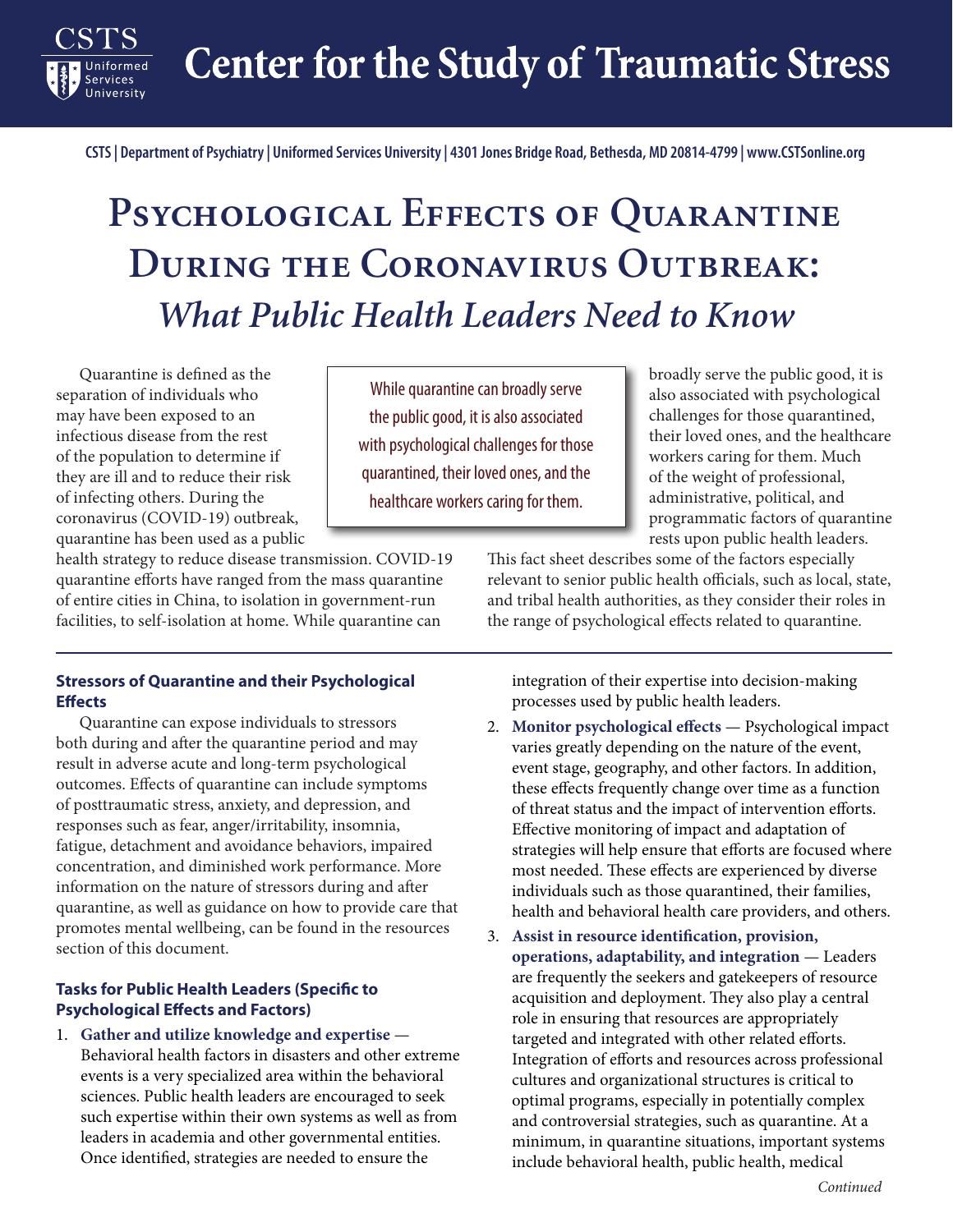# Center for the Study of Traumatic Stress

CSTS | Department of Psychiatry | Uniformed Services University | 4301 Jones Bridge Road, Bethesda, MD 20814-4799 | www.CSTSonline.org

# Psychological Effects of Quarantine During the Coronavirus Outbreak: *What Public Health Leaders Need to Know*

Quarantine is defined as the separation of individuals who may have been exposed to an infectious disease from the rest of the population to determine if they are ill and to reduce their risk of infecting others. During the coronavirus (COVID-19) outbreak, quarantine has been used as a public health strategy to reduce disease transmission. COVID-19 quarantine efforts have ranged from the mass quarantine of entire cities in China, to isolation in government-run facilities, to self-isolation at home. While quarantine can broadly serve the public good, it is also associated with psychological challenges for those quarantined, their loved ones, and the healthcare workers caring for them. Much of the weight of professional, administrative, political, and programmatic factors of quarantine rests upon public health leaders. This fact sheet describes some of the factors especially relevant to senior public health officials, such as local, state, and tribal health authorities, as they consider their roles in the range of psychological effects related to quarantine.

> While quarantine can broadly serve the public good, it is also associated with psychological challenges for those quarantined, their loved ones, and the healthcare workers caring for them.

### Stressors of Quarantine and their Psychological Effects

Quarantine can expose individuals to stressors both during and after the quarantine period and may result in adverse acute and long-term psychological outcomes. Effects of quarantine can include symptoms of posttraumatic stress, anxiety, and depression, and responses such as fear, anger/irritability, insomnia, fatigue, detachment and avoidance behaviors, impaired concentration, and diminished work performance. More information on the nature of stressors during and after quarantine, as well as guidance on how to provide care that promotes mental wellbeing, can be found in the resources section of this document.

### Tasks for Public Health Leaders (Specific to Psychological Effects and Factors)

1. **Gather and utilize knowledge and expertise** — Behavioral health factors in disasters and other extreme events is a very specialized area within the behavioral sciences. Public health leaders are encouraged to seek such expertise within their own systems as well as from leaders in academia and other governmental entities. Once identified, strategies are needed to ensure the integration of their expertise into decision-making processes used by public health leaders.
2. **Monitor psychological effects** — Psychological impact varies greatly depending on the nature of the event, event stage, geography, and other factors. In addition, these effects frequently change over time as a function of threat status and the impact of intervention efforts. Effective monitoring of impact and adaptation of strategies will help ensure that efforts are focused where most needed. These effects are experienced by diverse individuals such as those quarantined, their families, health and behavioral health care providers, and others.
3. **Assist in resource identification, provision, operations, adaptability, and integration** — Leaders are frequently the seekers and gatekeepers of resource acquisition and deployment. They also play a central role in ensuring that resources are appropriately targeted and integrated with other related efforts. Integration of efforts and resources across professional cultures and organizational structures is critical to optimal programs, especially in potentially complex and controversial strategies, such as quarantine. At a minimum, in quarantine situations, important systems include behavioral health, public health, medical

*Continued*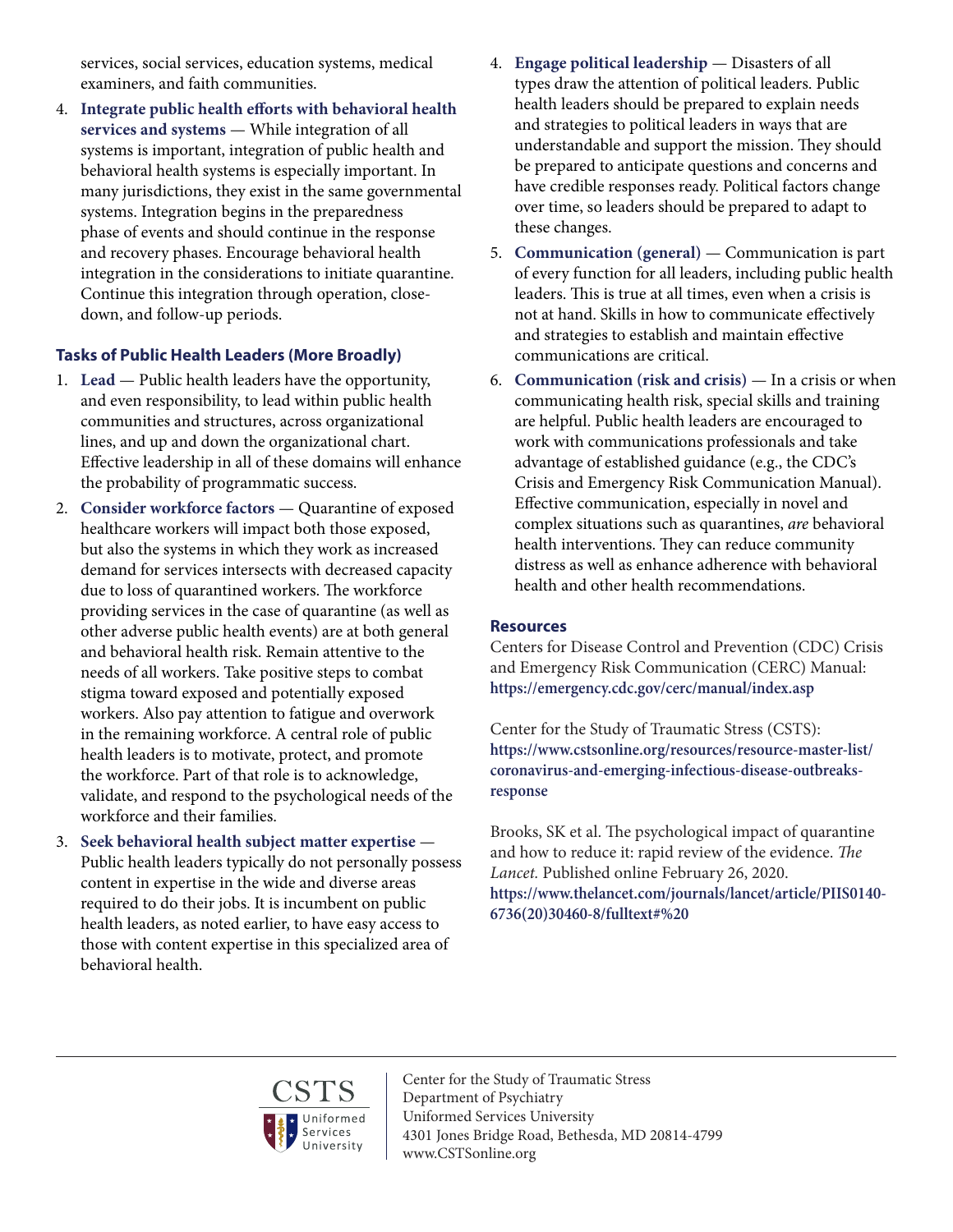services, social services, education systems, medical examiners, and faith communities.

4. **Integrate public health efforts with behavioral health services and systems** — While integration of all systems is important, integration of public health and behavioral health systems is especially important. In many jurisdictions, they exist in the same governmental systems. Integration begins in the preparedness phase of events and should continue in the response and recovery phases. Encourage behavioral health integration in the considerations to initiate quarantine. Continue this integration through operation, close-down, and follow-up periods.

### Tasks of Public Health Leaders (More Broadly)

1. **Lead** — Public health leaders have the opportunity, and even responsibility, to lead within public health communities and structures, across organizational lines, and up and down the organizational chart. Effective leadership in all of these domains will enhance the probability of programmatic success.
2. **Consider workforce factors** — Quarantine of exposed healthcare workers will impact both those exposed, but also the systems in which they work as increased demand for services intersects with decreased capacity due to loss of quarantined workers. The workforce providing services in the case of quarantine (as well as other adverse public health events) are at both general and behavioral health risk. Remain attentive to the needs of all workers. Take positive steps to combat stigma toward exposed and potentially exposed workers. Also pay attention to fatigue and overwork in the remaining workforce. A central role of public health leaders is to motivate, protect, and promote the workforce. Part of that role is to acknowledge, validate, and respond to the psychological needs of the workforce and their families.
3. **Seek behavioral health subject matter expertise** — Public health leaders typically do not personally possess content in expertise in the wide and diverse areas required to do their jobs. It is incumbent on public health leaders, as noted earlier, to have easy access to those with content expertise in this specialized area of behavioral health.
4. **Engage political leadership** — Disasters of all types draw the attention of political leaders. Public health leaders should be prepared to explain needs and strategies to political leaders in ways that are understandable and support the mission. They should be prepared to anticipate questions and concerns and have credible responses ready. Political factors change over time, so leaders should be prepared to adapt to these changes.
5. **Communication (general)** — Communication is part of every function for all leaders, including public health leaders. This is true at all times, even when a crisis is not at hand. Skills in how to communicate effectively and strategies to establish and maintain effective communications are critical.
6. **Communication (risk and crisis)** — In a crisis or when communicating health risk, special skills and training are helpful. Public health leaders are encouraged to work with communications professionals and take advantage of established guidance (e.g., the CDC's Crisis and Emergency Risk Communication Manual). Effective communication, especially in novel and complex situations such as quarantines, *are* behavioral health interventions. They can reduce community distress as well as enhance adherence with behavioral health and other health recommendations.

### Resources

Centers for Disease Control and Prevention (CDC) Crisis and Emergency Risk Communication (CERC) Manual: **https://emergency.cdc.gov/cerc/manual/index.asp**

Center for the Study of Traumatic Stress (CSTS): **https://www.cstsonline.org/resources/resource-master-list/coronavirus-and-emerging-infectious-disease-outbreaks-response**

Brooks, SK et al. The psychological impact of quarantine and how to reduce it: rapid review of the evidence. *The Lancet.* Published online February 26, 2020. **https://www.thelancet.com/journals/lancet/article/PIIS0140-6736(20)30460-8/fulltext#%20**

CSTS | Uniformed Services University

Center for the Study of Traumatic Stress
Department of Psychiatry
Uniformed Services University
4301 Jones Bridge Road, Bethesda, MD 20814-4799
www.CSTSonline.org